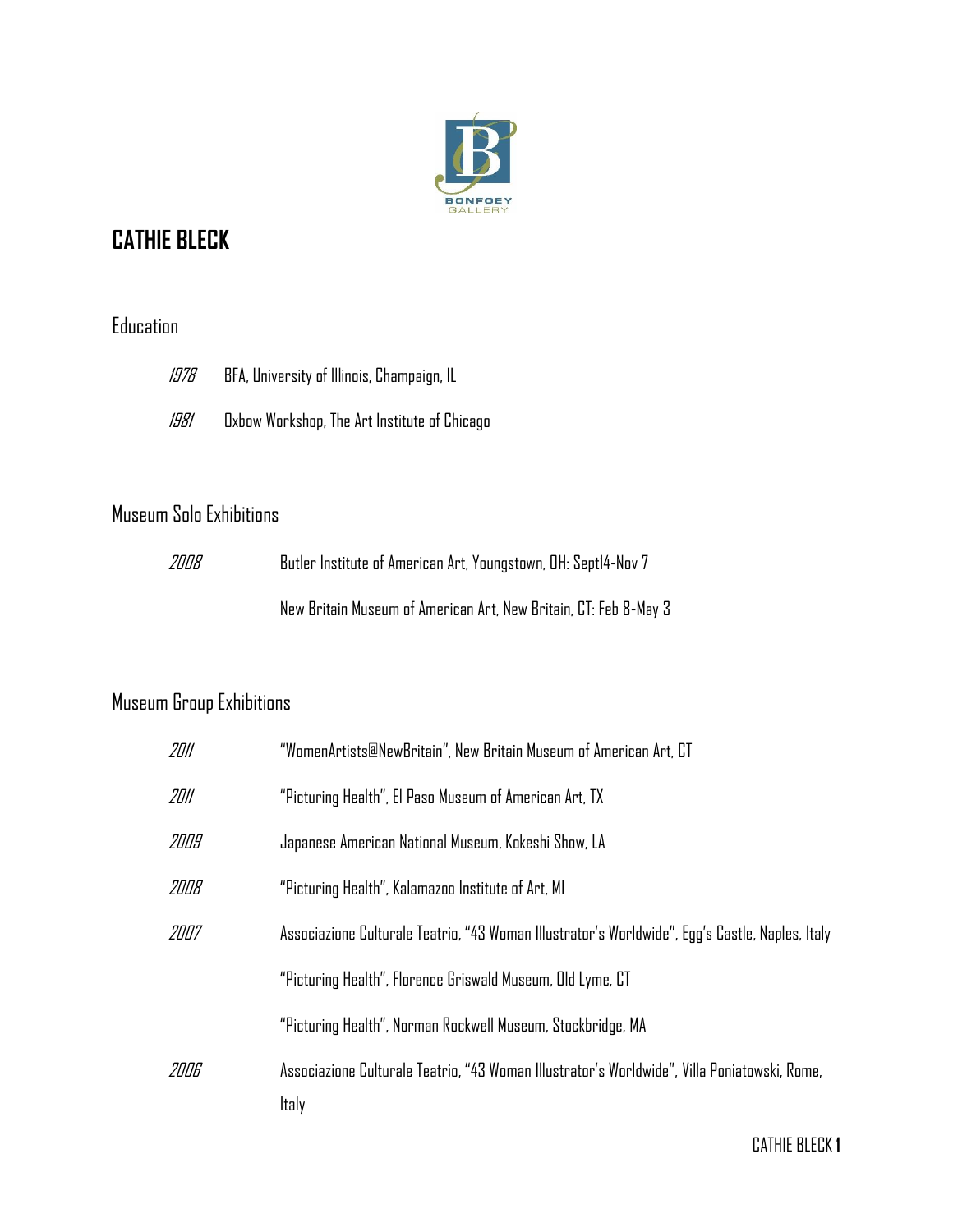BONFOEY GALLERY

# CATHIE BLECK

## Education

*1978* BFA, University of Illinois, Champaign, IL

*1981* Oxbow Workshop, The Art Institute of Chicago

## Museum Solo Exhibitions

*2008* Butler Institute of American Art, Youngstown, OH: Sept14-Nov 7

New Britain Museum of American Art, New Britain, CT: Feb 8-May 3

## Museum Group Exhibitions

*2011* "WomenArtists@NewBritain", New Britain Museum of American Art, CT

*2011* "Picturing Health", El Paso Museum of American Art, TX

*2009* Japanese American National Museum, Kokeshi Show, LA

*2008* "Picturing Health", Kalamazoo Institute of Art, MI

*2007* Associazione Culturale Teatrio, "43 Woman Illustrator's Worldwide", Egg's Castle, Naples, Italy

"Picturing Health", Florence Griswald Museum, Old Lyme, CT

"Picturing Health", Norman Rockwell Museum, Stockbridge, MA

*2006* Associazione Culturale Teatrio, "43 Woman Illustrator's Worldwide", Villa Poniatowski, Rome, Italy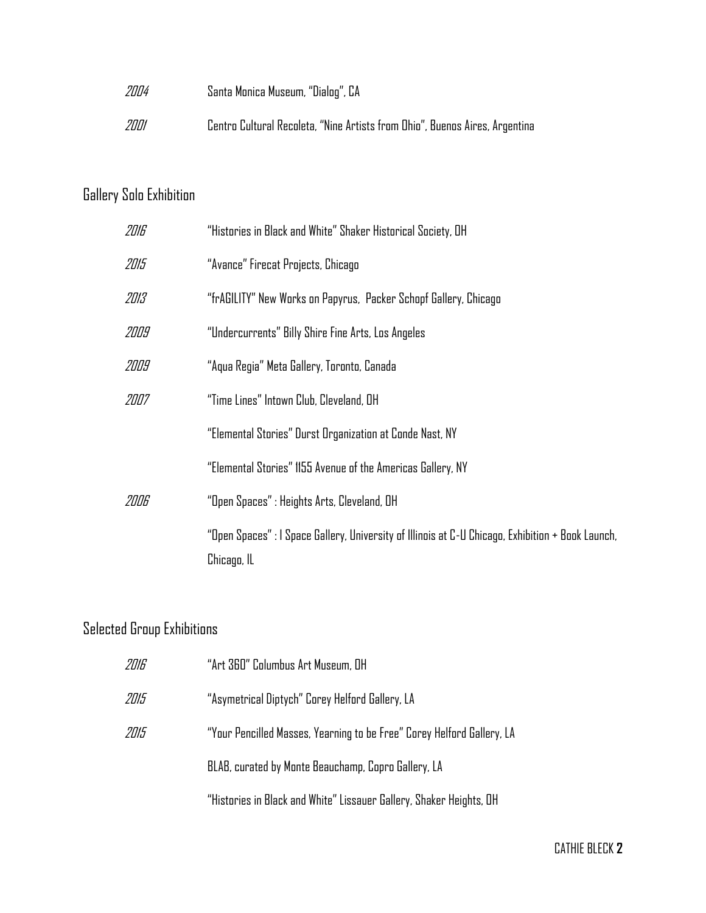| | |
|---|---|
| *2004* | Santa Monica Museum, "Dialog", CA |
| *2001* | Centro Cultural Recoleta, "Nine Artists from Ohio", Buenos Aires, Argentina |

## Gallery Solo Exhibition

| | |
|---|---|
| *2016* | "Histories in Black and White" Shaker Historical Society, OH |
| *2015* | "Avance" Firecat Projects, Chicago |
| *2013* | "frAGILITY" New Works on Papyrus, Packer Schopf Gallery, Chicago |
| *2009* | "Undercurrents" Billy Shire Fine Arts, Los Angeles |
| *2009* | "Aqua Regia" Meta Gallery, Toronto, Canada |
| *2007* | "Time Lines" Intown Club, Cleveland, OH |
| | "Elemental Stories" Durst Organization at Conde Nast, NY |
| | "Elemental Stories" 1155 Avenue of the Americas Gallery, NY |
| *2006* | "Open Spaces" : Heights Arts, Cleveland, OH |
| | "Open Spaces" : I Space Gallery, University of Illinois at C-U Chicago, Exhibition + Book Launch, Chicago, IL |

## Selected Group Exhibitions

| | |
|---|---|
| *2016* | "Art 360" Columbus Art Museum, OH |
| *2015* | "Asymetrical Diptych" Corey Helford Gallery, LA |
| *2015* | "Your Pencilled Masses, Yearning to be Free" Corey Helford Gallery, LA |
| | BLAB, curated by Monte Beauchamp, Copro Gallery, LA |
| | "Histories in Black and White" Lissauer Gallery, Shaker Heights, OH |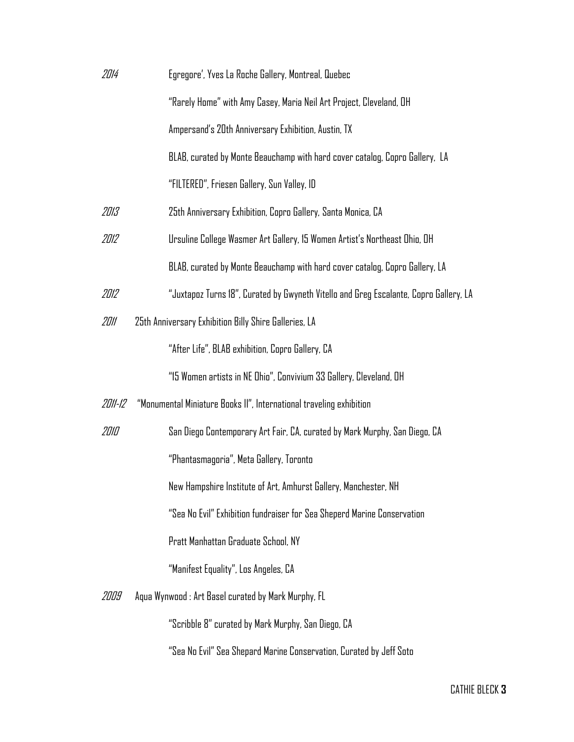2014 Egregore', Yves La Roche Gallery, Montreal, Quebec

"Rarely Home" with Amy Casey, Maria Neil Art Project, Cleveland, OH

Ampersand's 20th Anniversary Exhibition, Austin, TX

BLAB, curated by Monte Beauchamp with hard cover catalog, Copro Gallery, LA

"FILTERED", Friesen Gallery, Sun Valley, ID

2013 25th Anniversary Exhibition, Copro Gallery, Santa Monica, CA

2012 Ursuline College Wasmer Art Gallery, 15 Women Artist's Northeast Ohio, OH

BLAB, curated by Monte Beauchamp with hard cover catalog, Copro Gallery, LA

2012 "Juxtapoz Turns 18", Curated by Gwyneth Vitello and Greg Escalante, Copro Gallery, LA

2011 25th Anniversary Exhibition Billy Shire Galleries, LA

"After Life", BLAB exhibition, Copro Gallery, CA

"15 Women artists in NE Ohio", Convivium 33 Gallery, Cleveland, OH

2011-12 "Monumental Miniature Books II", International traveling exhibition

2010 San Diego Contemporary Art Fair, CA, curated by Mark Murphy, San Diego, CA

"Phantasmagoria", Meta Gallery, Toronto

New Hampshire Institute of Art, Amhurst Gallery, Manchester, NH

"Sea No Evil" Exhibition fundraiser for Sea Sheperd Marine Conservation

Pratt Manhattan Graduate School, NY

"Manifest Equality", Los Angeles, CA

2009 Aqua Wynwood : Art Basel curated by Mark Murphy, FL

"Scribble 8" curated by Mark Murphy, San Diego, CA

"Sea No Evil" Sea Shepard Marine Conservation, Curated by Jeff Soto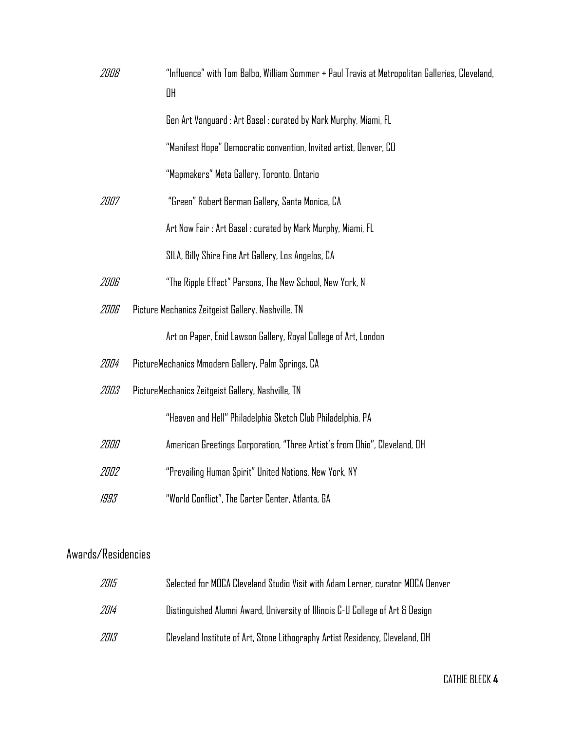*2008* "Influence" with Tom Balbo, William Sommer + Paul Travis at Metropolitan Galleries, Cleveland, OH

Gen Art Vanguard : Art Basel : curated by Mark Murphy, Miami, FL

"Manifest Hope" Democratic convention, Invited artist, Denver, CO

"Mapmakers" Meta Gallery, Toronto, Ontario

*2007* "Green" Robert Berman Gallery, Santa Monica, CA

Art Now Fair : Art Basel : curated by Mark Murphy, Miami, FL

SILA, Billy Shire Fine Art Gallery, Los Angelos, CA

*2006* "The Ripple Effect" Parsons, The New School, New York, N

*2006* Picture Mechanics Zeitgeist Gallery, Nashville, TN

Art on Paper, Enid Lawson Gallery, Royal College of Art, London

*2004* PictureMechanics Mmodern Gallery, Palm Springs, CA

*2003* PictureMechanics Zeitgeist Gallery, Nashville, TN

"Heaven and Hell" Philadelphia Sketch Club Philadelphia, PA

*2000* American Greetings Corporation, "Three Artist's from Ohio", Cleveland, OH

*2002* "Prevailing Human Spirit" United Nations, New York, NY

*1993* "World Conflict", The Carter Center, Atlanta, GA

## Awards/Residencies

*2015* Selected for MOCA Cleveland Studio Visit with Adam Lerner, curator MOCA Denver

*2014* Distinguished Alumni Award, University of Illinois C-U College of Art & Design

*2013* Cleveland Institute of Art, Stone Lithography Artist Residency, Cleveland, OH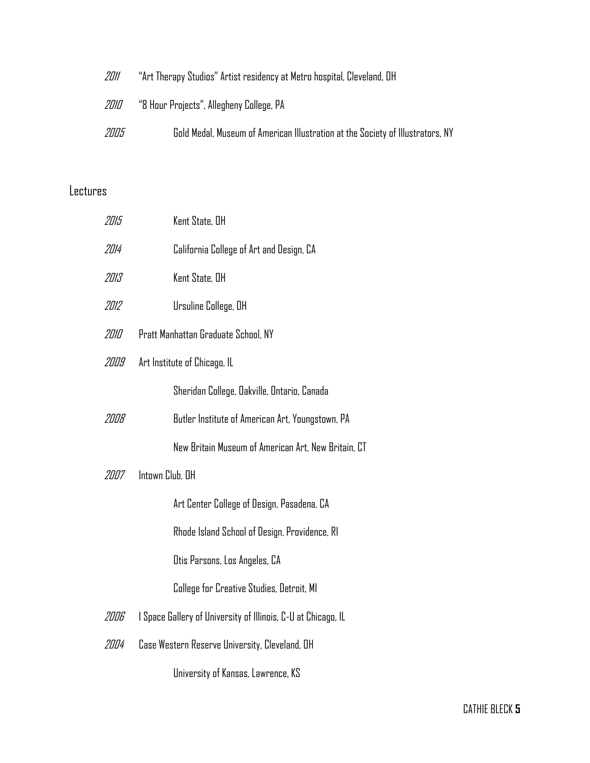*2011* "Art Therapy Studios" Artist residency at Metro hospital, Cleveland, OH

*2010* "8 Hour Projects", Allegheny College, PA

*2005* Gold Medal, Museum of American Illustration at the Society of Illustrators, NY

## Lectures

*2015* Kent State, OH

*2014* California College of Art and Design, CA

*2013* Kent State, OH

*2012* Ursuline College, OH

*2010* Pratt Manhattan Graduate School, NY

*2009* Art Institute of Chicago, IL

Sheridan College, Oakville, Ontario, Canada

*2008* Butler Institute of American Art, Youngstown, PA

New Britain Museum of American Art, New Britain, CT

*2007* Intown Club, OH

Art Center College of Design, Pasadena, CA

Rhode Island School of Design, Providence, RI

Otis Parsons, Los Angeles, CA

College for Creative Studies, Detroit, MI

*2006* I Space Gallery of University of Illinois, C-U at Chicago, IL

*2004* Case Western Reserve University, Cleveland, OH

University of Kansas, Lawrence, KS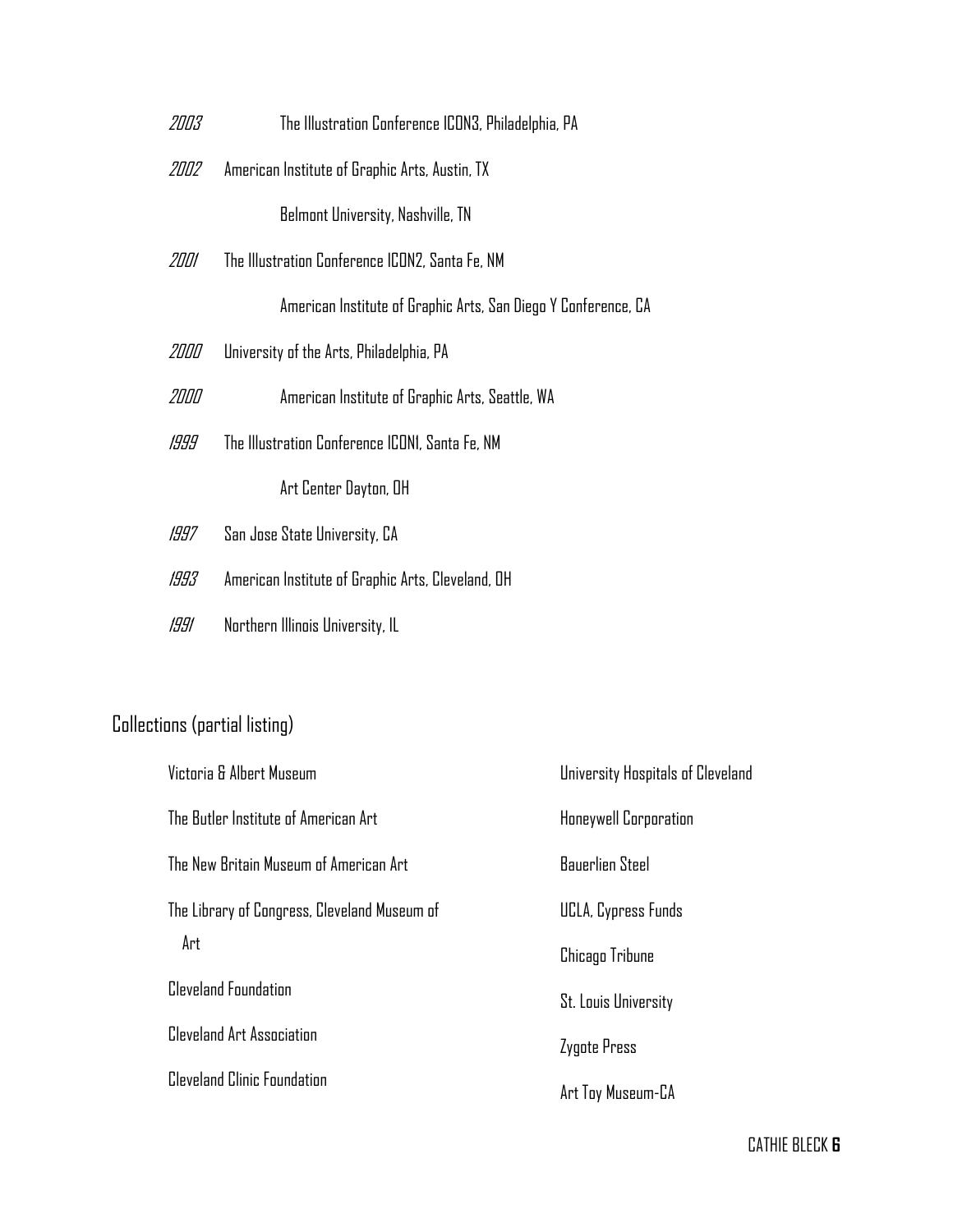*2003* The Illustration Conference ICON3, Philadelphia, PA

*2002* American Institute of Graphic Arts, Austin, TX

Belmont University, Nashville, TN

*2001* The Illustration Conference ICON2, Santa Fe, NM

American Institute of Graphic Arts, San Diego Y Conference, CA

*2000* University of the Arts, Philadelphia, PA

*2000* American Institute of Graphic Arts, Seattle, WA

*1999* The Illustration Conference ICON1, Santa Fe, NM

Art Center Dayton, OH

*1997* San Jose State University, CA

*1993* American Institute of Graphic Arts, Cleveland, OH

*1991* Northern Illinois University, IL

## Collections (partial listing)

- Victoria & Albert Museum
- The Butler Institute of American Art
- The New Britain Museum of American Art
- The Library of Congress, Cleveland Museum of Art
- Cleveland Foundation
- Cleveland Art Association
- Cleveland Clinic Foundation
- University Hospitals of Cleveland
- Honeywell Corporation
- Bauerlien Steel
- UCLA, Cypress Funds
- Chicago Tribune
- St. Louis University
- Zygote Press
- Art Toy Museum-CA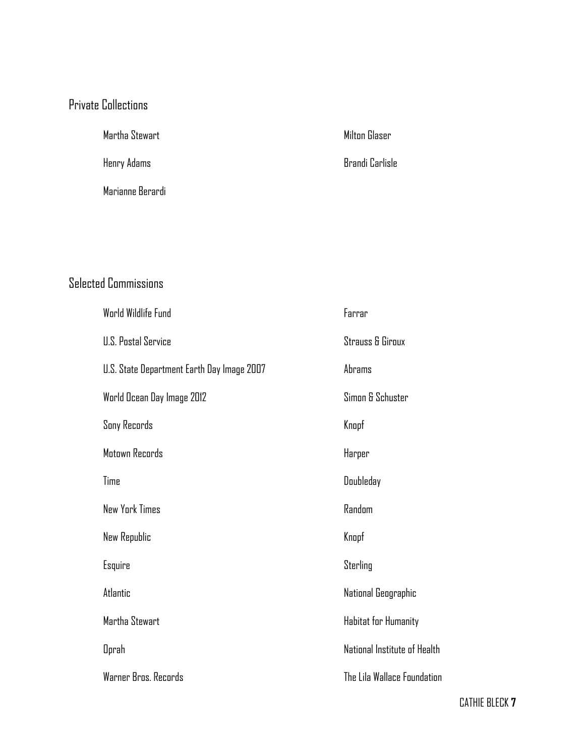## Private Collections

- Martha Stewart
- Henry Adams
- Marianne Berardi
- Milton Glaser
- Brandi Carlisle

## Selected Commissions

- World Wildlife Fund
- U.S. Postal Service
- U.S. State Department Earth Day Image 2007
- World Ocean Day Image 2012
- Sony Records
- Motown Records
- Time
- New York Times
- New Republic
- Esquire
- Atlantic
- Martha Stewart
- Oprah
- Warner Bros. Records
- Farrar
- Strauss & Giroux
- Abrams
- Simon & Schuster
- Knopf
- Harper
- Doubleday
- Random
- Knopf
- Sterling
- National Geographic
- Habitat for Humanity
- National Institute of Health
- The Lila Wallace Foundation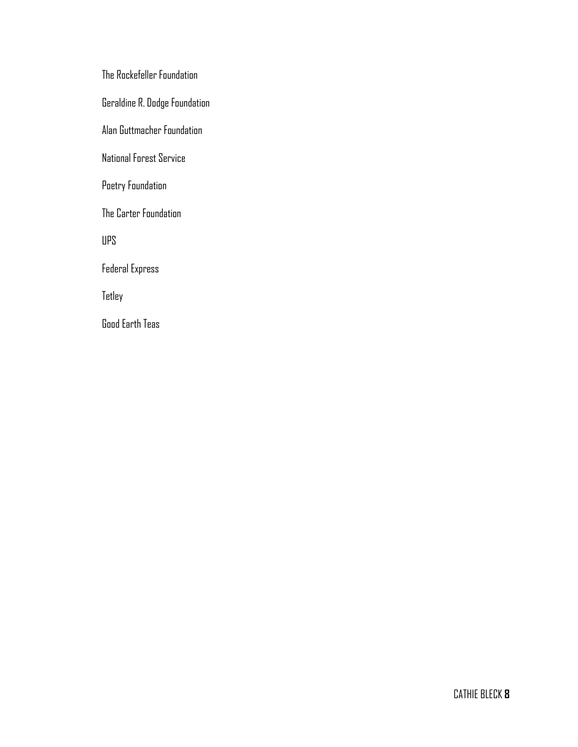The Rockefeller Foundation

Geraldine R. Dodge Foundation

Alan Guttmacher Foundation

National Forest Service

Poetry Foundation

The Carter Foundation

UPS

Federal Express

Tetley

Good Earth Teas